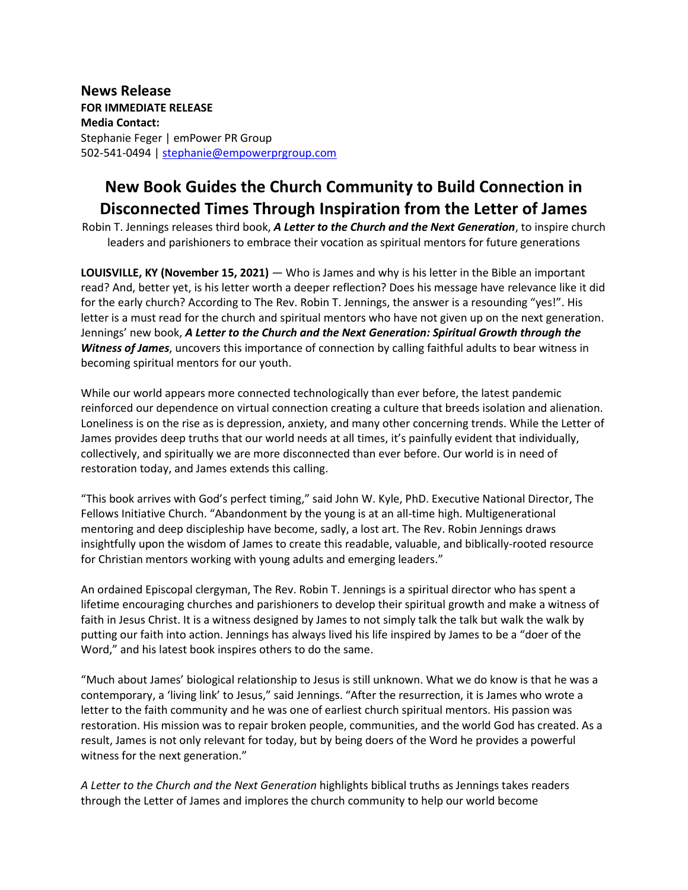**News Release**
**FOR IMMEDIATE RELEASE**
**Media Contact:**
Stephanie Feger | emPower PR Group
502-541-0494 | stephanie@empowerprgroup.com

# New Book Guides the Church Community to Build Connection in Disconnected Times Through Inspiration from the Letter of James

Robin T. Jennings releases third book, ***A Letter to the Church and the Next Generation***, to inspire church leaders and parishioners to embrace their vocation as spiritual mentors for future generations

**LOUISVILLE, KY (November 15, 2021)** — Who is James and why is his letter in the Bible an important read? And, better yet, is his letter worth a deeper reflection? Does his message have relevance like it did for the early church? According to The Rev. Robin T. Jennings, the answer is a resounding "yes!". His letter is a must read for the church and spiritual mentors who have not given up on the next generation. Jennings' new book, ***A Letter to the Church and the Next Generation: Spiritual Growth through the Witness of James***, uncovers this importance of connection by calling faithful adults to bear witness in becoming spiritual mentors for our youth.

While our world appears more connected technologically than ever before, the latest pandemic reinforced our dependence on virtual connection creating a culture that breeds isolation and alienation. Loneliness is on the rise as is depression, anxiety, and many other concerning trends. While the Letter of James provides deep truths that our world needs at all times, it's painfully evident that individually, collectively, and spiritually we are more disconnected than ever before. Our world is in need of restoration today, and James extends this calling.

"This book arrives with God's perfect timing," said John W. Kyle, PhD. Executive National Director, The Fellows Initiative Church. "Abandonment by the young is at an all-time high. Multigenerational mentoring and deep discipleship have become, sadly, a lost art. The Rev. Robin Jennings draws insightfully upon the wisdom of James to create this readable, valuable, and biblically-rooted resource for Christian mentors working with young adults and emerging leaders."

An ordained Episcopal clergyman, The Rev. Robin T. Jennings is a spiritual director who has spent a lifetime encouraging churches and parishioners to develop their spiritual growth and make a witness of faith in Jesus Christ. It is a witness designed by James to not simply talk the talk but walk the walk by putting our faith into action. Jennings has always lived his life inspired by James to be a "doer of the Word," and his latest book inspires others to do the same.

"Much about James' biological relationship to Jesus is still unknown. What we do know is that he was a contemporary, a 'living link' to Jesus," said Jennings. "After the resurrection, it is James who wrote a letter to the faith community and he was one of earliest church spiritual mentors. His passion was restoration. His mission was to repair broken people, communities, and the world God has created. As a result, James is not only relevant for today, but by being doers of the Word he provides a powerful witness for the next generation."

*A Letter to the Church and the Next Generation* highlights biblical truths as Jennings takes readers through the Letter of James and implores the church community to help our world become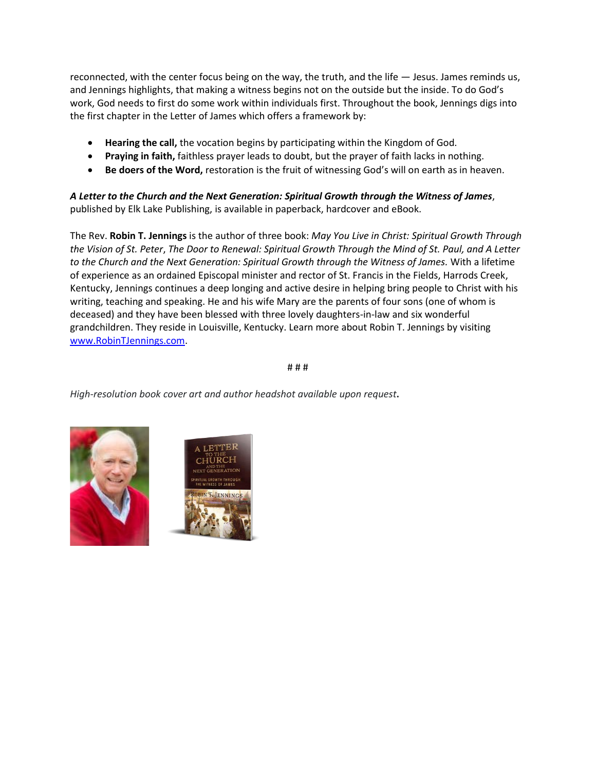reconnected, with the center focus being on the way, the truth, and the life — Jesus. James reminds us, and Jennings highlights, that making a witness begins not on the outside but the inside. To do God's work, God needs to first do some work within individuals first. Throughout the book, Jennings digs into the first chapter in the Letter of James which offers a framework by:

- **Hearing the call,** the vocation begins by participating within the Kingdom of God.
- **Praying in faith,** faithless prayer leads to doubt, but the prayer of faith lacks in nothing.
- **Be doers of the Word,** restoration is the fruit of witnessing God's will on earth as in heaven.

***A Letter to the Church and the Next Generation: Spiritual Growth through the Witness of James***, published by Elk Lake Publishing, is available in paperback, hardcover and eBook.

The Rev. **Robin T. Jennings** is the author of three book: *May You Live in Christ: Spiritual Growth Through the Vision of St. Peter*, *The Door to Renewal: Spiritual Growth Through the Mind of St. Paul, and A Letter to the Church and the Next Generation: Spiritual Growth through the Witness of James.* With a lifetime of experience as an ordained Episcopal minister and rector of St. Francis in the Fields, Harrods Creek, Kentucky, Jennings continues a deep longing and active desire in helping bring people to Christ with his writing, teaching and speaking. He and his wife Mary are the parents of four sons (one of whom is deceased) and they have been blessed with three lovely daughters-in-law and six wonderful grandchildren. They reside in Louisville, Kentucky. Learn more about Robin T. Jennings by visiting [www.RobinTJennings.com](http://www.RobinTJennings.com).

# # #

*High-resolution book cover art and author headshot available upon request*.